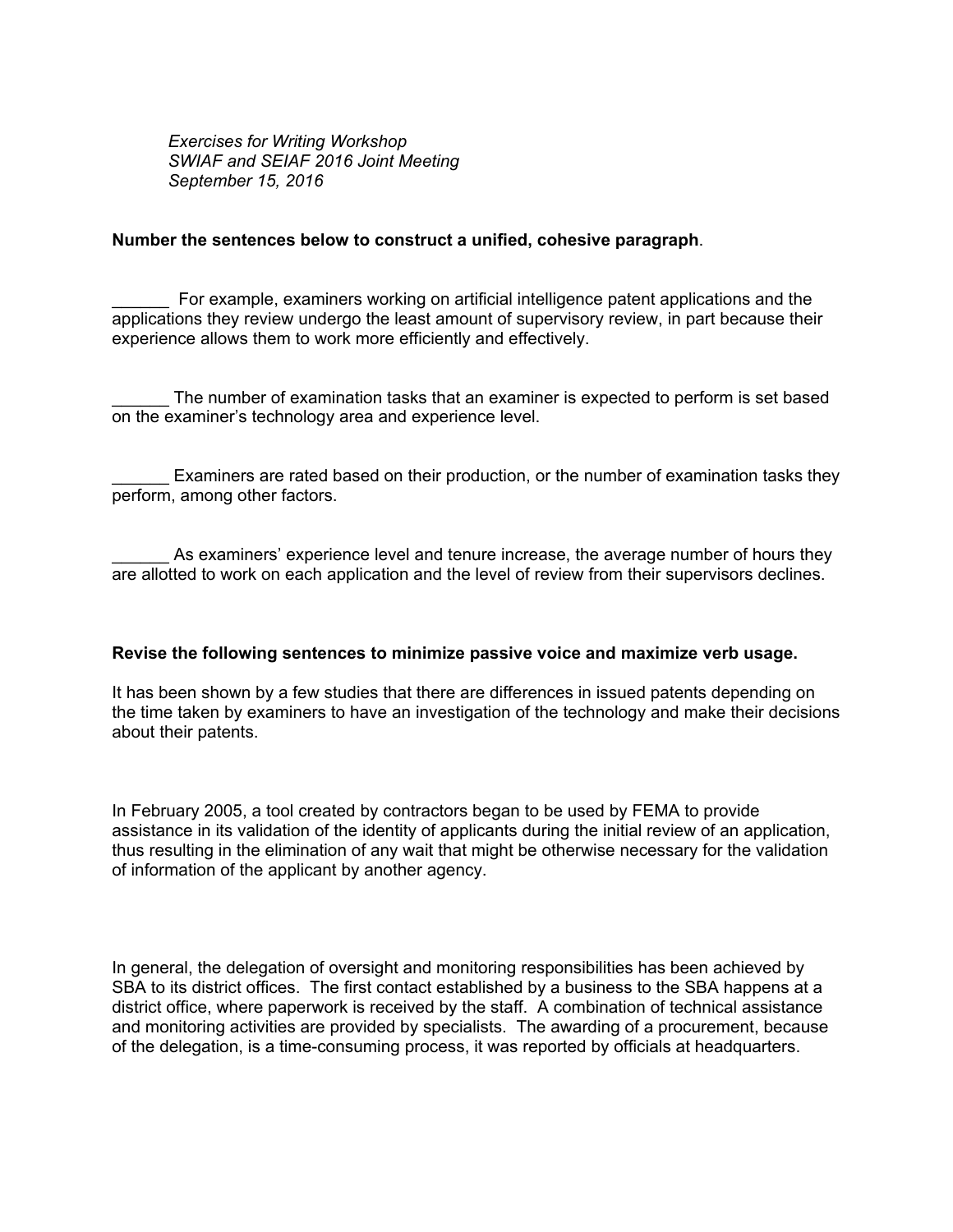*Exercises for Writing Workshop*
*SWIAF and SEIAF 2016 Joint Meeting*
*September 15, 2016*

**Number the sentences below to construct a unified, cohesive paragraph**.

______ For example, examiners working on artificial intelligence patent applications and the applications they review undergo the least amount of supervisory review, in part because their experience allows them to work more efficiently and effectively.

______ The number of examination tasks that an examiner is expected to perform is set based on the examiner's technology area and experience level.

______ Examiners are rated based on their production, or the number of examination tasks they perform, among other factors.

______ As examiners' experience level and tenure increase, the average number of hours they are allotted to work on each application and the level of review from their supervisors declines.

**Revise the following sentences to minimize passive voice and maximize verb usage.**

It has been shown by a few studies that there are differences in issued patents depending on the time taken by examiners to have an investigation of the technology and make their decisions about their patents.

In February 2005, a tool created by contractors began to be used by FEMA to provide assistance in its validation of the identity of applicants during the initial review of an application, thus resulting in the elimination of any wait that might be otherwise necessary for the validation of information of the applicant by another agency.

In general, the delegation of oversight and monitoring responsibilities has been achieved by SBA to its district offices. The first contact established by a business to the SBA happens at a district office, where paperwork is received by the staff. A combination of technical assistance and monitoring activities are provided by specialists. The awarding of a procurement, because of the delegation, is a time-consuming process, it was reported by officials at headquarters.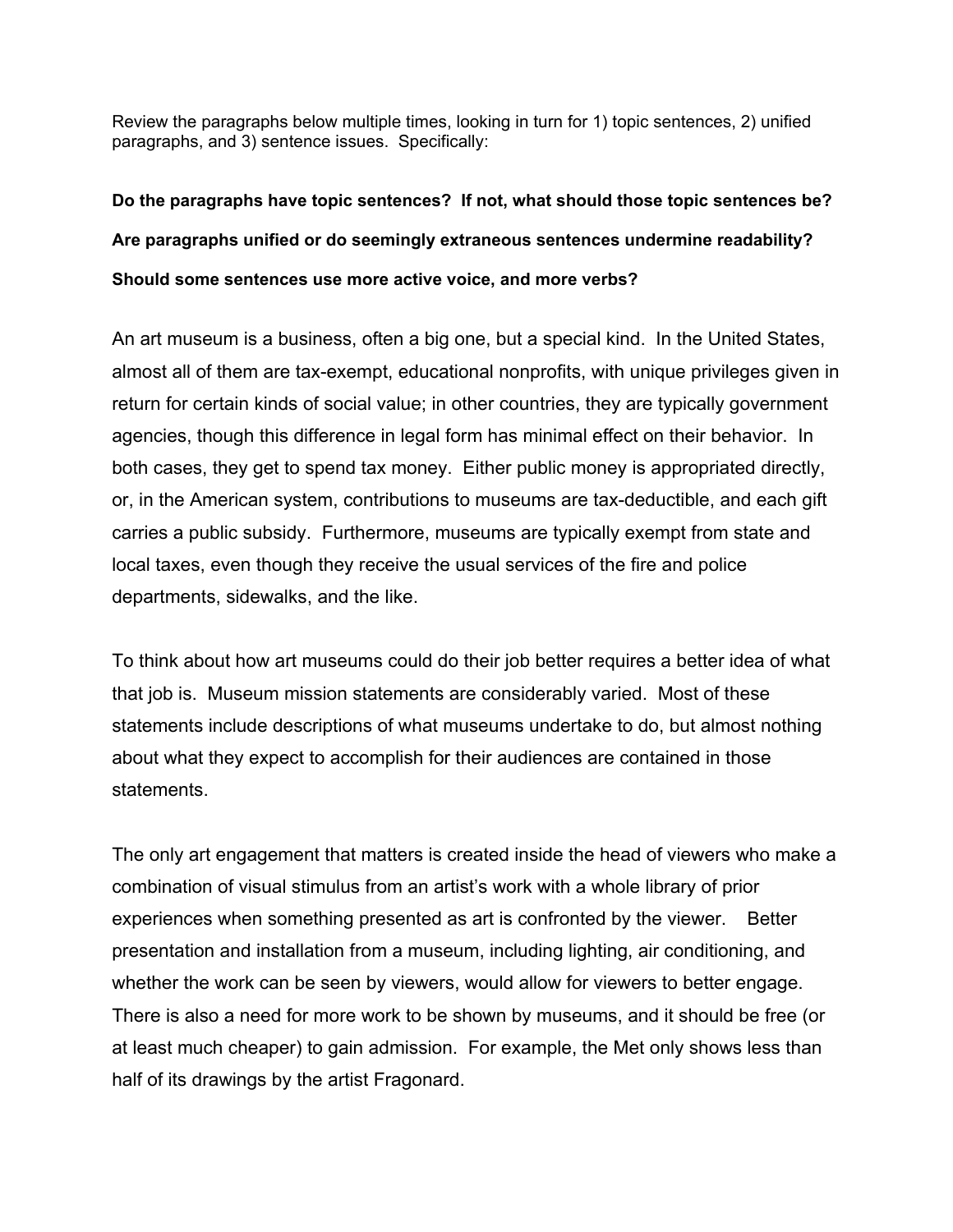Review the paragraphs below multiple times, looking in turn for 1) topic sentences, 2) unified paragraphs, and 3) sentence issues. Specifically:

**Do the paragraphs have topic sentences? If not, what should those topic sentences be?**

**Are paragraphs unified or do seemingly extraneous sentences undermine readability?**

**Should some sentences use more active voice, and more verbs?**

An art museum is a business, often a big one, but a special kind. In the United States, almost all of them are tax-exempt, educational nonprofits, with unique privileges given in return for certain kinds of social value; in other countries, they are typically government agencies, though this difference in legal form has minimal effect on their behavior. In both cases, they get to spend tax money. Either public money is appropriated directly, or, in the American system, contributions to museums are tax-deductible, and each gift carries a public subsidy. Furthermore, museums are typically exempt from state and local taxes, even though they receive the usual services of the fire and police departments, sidewalks, and the like.

To think about how art museums could do their job better requires a better idea of what that job is. Museum mission statements are considerably varied. Most of these statements include descriptions of what museums undertake to do, but almost nothing about what they expect to accomplish for their audiences are contained in those statements.

The only art engagement that matters is created inside the head of viewers who make a combination of visual stimulus from an artist's work with a whole library of prior experiences when something presented as art is confronted by the viewer. Better presentation and installation from a museum, including lighting, air conditioning, and whether the work can be seen by viewers, would allow for viewers to better engage. There is also a need for more work to be shown by museums, and it should be free (or at least much cheaper) to gain admission. For example, the Met only shows less than half of its drawings by the artist Fragonard.